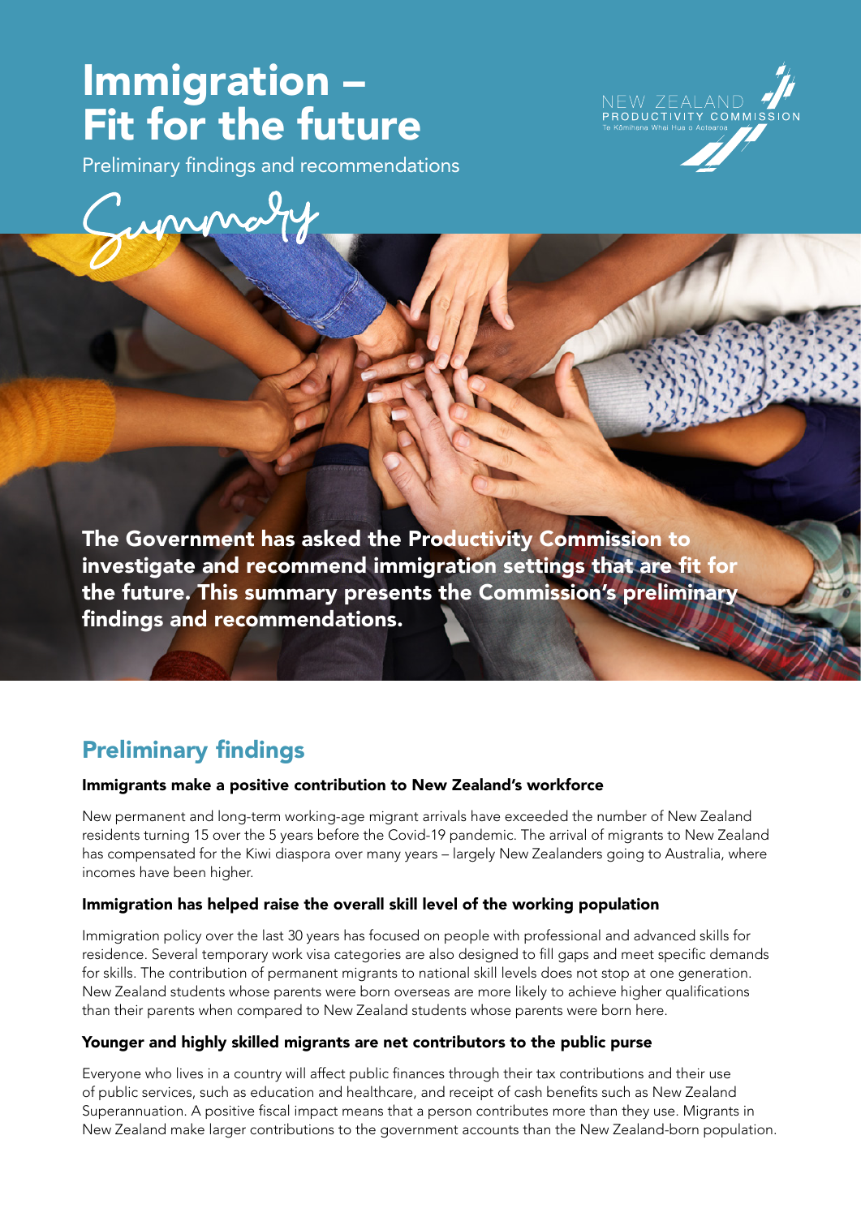# Immigration – Fit for the future

Preliminary findings and recommendations

NEW ZEALAND PRODUCTIVITY COMMISSION
Te Kōmihana Whai Hua o Aotearoa

Summary

**The Government has asked the Productivity Commission to investigate and recommend immigration settings that are fit for the future. This summary presents the Commission's preliminary findings and recommendations.**

## Preliminary findings

### Immigrants make a positive contribution to New Zealand's workforce

New permanent and long-term working-age migrant arrivals have exceeded the number of New Zealand residents turning 15 over the 5 years before the Covid-19 pandemic. The arrival of migrants to New Zealand has compensated for the Kiwi diaspora over many years – largely New Zealanders going to Australia, where incomes have been higher.

### Immigration has helped raise the overall skill level of the working population

Immigration policy over the last 30 years has focused on people with professional and advanced skills for residence. Several temporary work visa categories are also designed to fill gaps and meet specific demands for skills. The contribution of permanent migrants to national skill levels does not stop at one generation. New Zealand students whose parents were born overseas are more likely to achieve higher qualifications than their parents when compared to New Zealand students whose parents were born here.

### Younger and highly skilled migrants are net contributors to the public purse

Everyone who lives in a country will affect public finances through their tax contributions and their use of public services, such as education and healthcare, and receipt of cash benefits such as New Zealand Superannuation. A positive fiscal impact means that a person contributes more than they use. Migrants in New Zealand make larger contributions to the government accounts than the New Zealand-born population.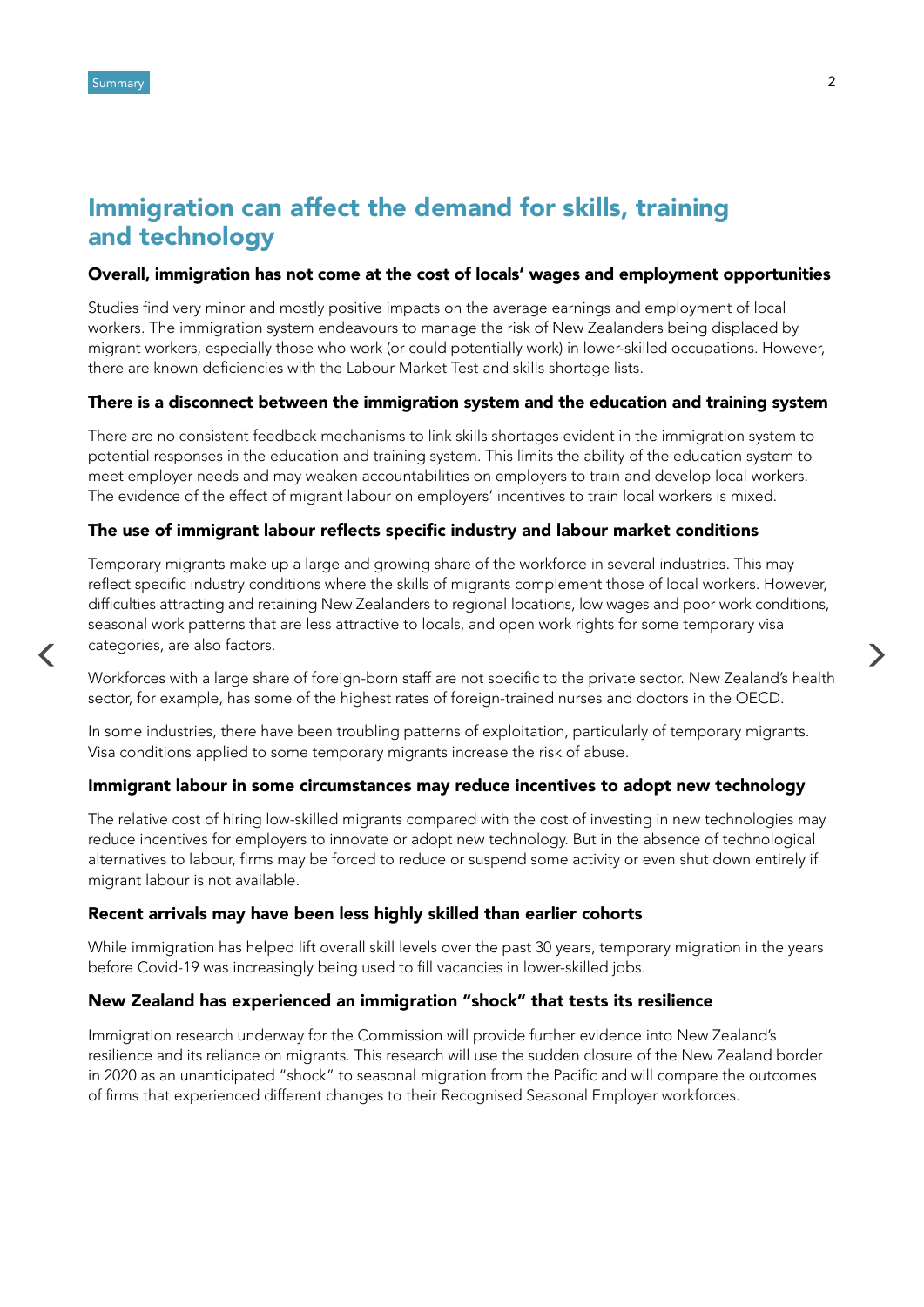# Immigration can affect the demand for skills, training and technology

### Overall, immigration has not come at the cost of locals' wages and employment opportunities

Studies find very minor and mostly positive impacts on the average earnings and employment of local workers. The immigration system endeavours to manage the risk of New Zealanders being displaced by migrant workers, especially those who work (or could potentially work) in lower-skilled occupations. However, there are known deficiencies with the Labour Market Test and skills shortage lists.

### There is a disconnect between the immigration system and the education and training system

There are no consistent feedback mechanisms to link skills shortages evident in the immigration system to potential responses in the education and training system. This limits the ability of the education system to meet employer needs and may weaken accountabilities on employers to train and develop local workers. The evidence of the effect of migrant labour on employers' incentives to train local workers is mixed.

### The use of immigrant labour reflects specific industry and labour market conditions

Temporary migrants make up a large and growing share of the workforce in several industries. This may reflect specific industry conditions where the skills of migrants complement those of local workers. However, difficulties attracting and retaining New Zealanders to regional locations, low wages and poor work conditions, seasonal work patterns that are less attractive to locals, and open work rights for some temporary visa categories, are also factors.

Workforces with a large share of foreign-born staff are not specific to the private sector. New Zealand's health sector, for example, has some of the highest rates of foreign-trained nurses and doctors in the OECD.

In some industries, there have been troubling patterns of exploitation, particularly of temporary migrants. Visa conditions applied to some temporary migrants increase the risk of abuse.

### Immigrant labour in some circumstances may reduce incentives to adopt new technology

The relative cost of hiring low-skilled migrants compared with the cost of investing in new technologies may reduce incentives for employers to innovate or adopt new technology. But in the absence of technological alternatives to labour, firms may be forced to reduce or suspend some activity or even shut down entirely if migrant labour is not available.

### Recent arrivals may have been less highly skilled than earlier cohorts

While immigration has helped lift overall skill levels over the past 30 years, temporary migration in the years before Covid-19 was increasingly being used to fill vacancies in lower-skilled jobs.

### New Zealand has experienced an immigration "shock" that tests its resilience

Immigration research underway for the Commission will provide further evidence into New Zealand's resilience and its reliance on migrants. This research will use the sudden closure of the New Zealand border in 2020 as an unanticipated "shock" to seasonal migration from the Pacific and will compare the outcomes of firms that experienced different changes to their Recognised Seasonal Employer workforces.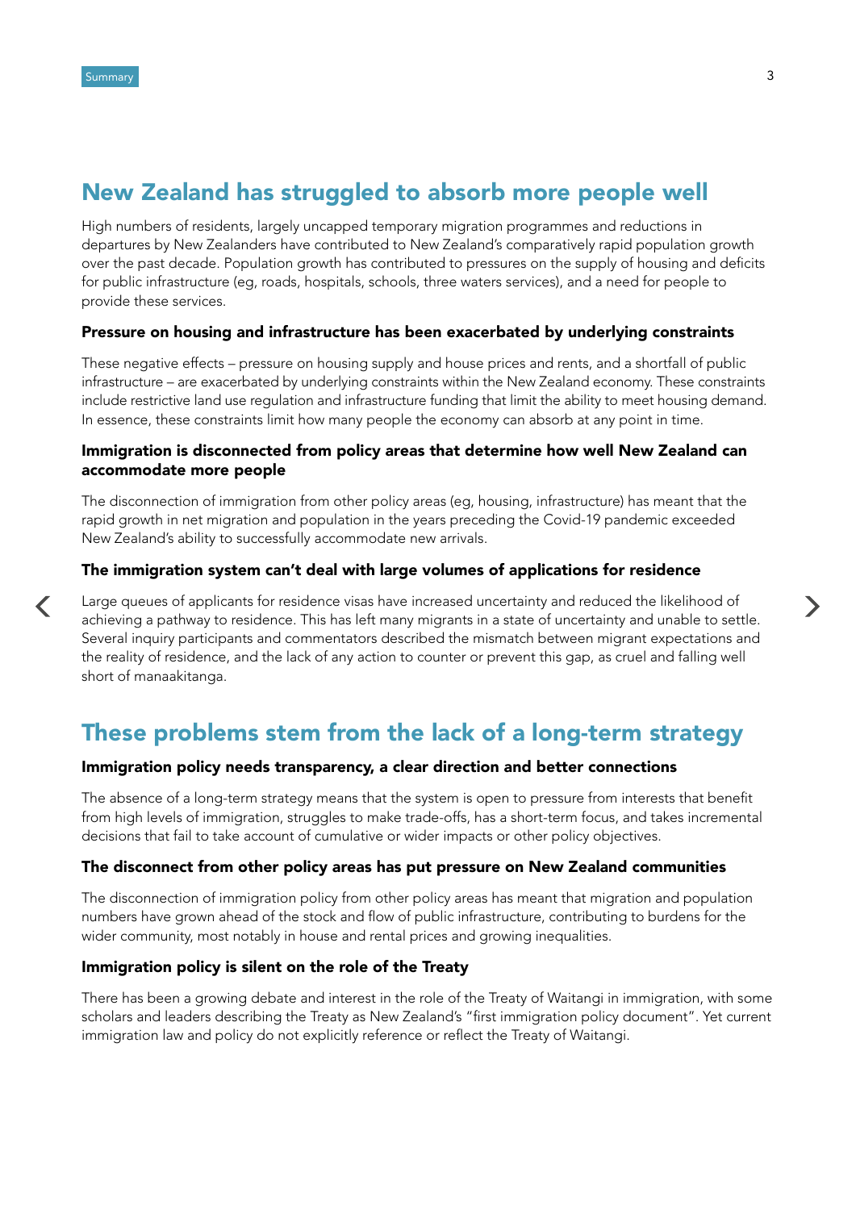## New Zealand has struggled to absorb more people well

High numbers of residents, largely uncapped temporary migration programmes and reductions in departures by New Zealanders have contributed to New Zealand's comparatively rapid population growth over the past decade. Population growth has contributed to pressures on the supply of housing and deficits for public infrastructure (eg, roads, hospitals, schools, three waters services), and a need for people to provide these services.

### Pressure on housing and infrastructure has been exacerbated by underlying constraints

These negative effects – pressure on housing supply and house prices and rents, and a shortfall of public infrastructure – are exacerbated by underlying constraints within the New Zealand economy. These constraints include restrictive land use regulation and infrastructure funding that limit the ability to meet housing demand. In essence, these constraints limit how many people the economy can absorb at any point in time.

### Immigration is disconnected from policy areas that determine how well New Zealand can accommodate more people

The disconnection of immigration from other policy areas (eg, housing, infrastructure) has meant that the rapid growth in net migration and population in the years preceding the Covid-19 pandemic exceeded New Zealand's ability to successfully accommodate new arrivals.

### The immigration system can't deal with large volumes of applications for residence

Large queues of applicants for residence visas have increased uncertainty and reduced the likelihood of achieving a pathway to residence. This has left many migrants in a state of uncertainty and unable to settle. Several inquiry participants and commentators described the mismatch between migrant expectations and the reality of residence, and the lack of any action to counter or prevent this gap, as cruel and falling well short of manaakitanga.

## These problems stem from the lack of a long-term strategy

### Immigration policy needs transparency, a clear direction and better connections

The absence of a long-term strategy means that the system is open to pressure from interests that benefit from high levels of immigration, struggles to make trade-offs, has a short-term focus, and takes incremental decisions that fail to take account of cumulative or wider impacts or other policy objectives.

### The disconnect from other policy areas has put pressure on New Zealand communities

The disconnection of immigration policy from other policy areas has meant that migration and population numbers have grown ahead of the stock and flow of public infrastructure, contributing to burdens for the wider community, most notably in house and rental prices and growing inequalities.

### Immigration policy is silent on the role of the Treaty

There has been a growing debate and interest in the role of the Treaty of Waitangi in immigration, with some scholars and leaders describing the Treaty as New Zealand's "first immigration policy document". Yet current immigration law and policy do not explicitly reference or reflect the Treaty of Waitangi.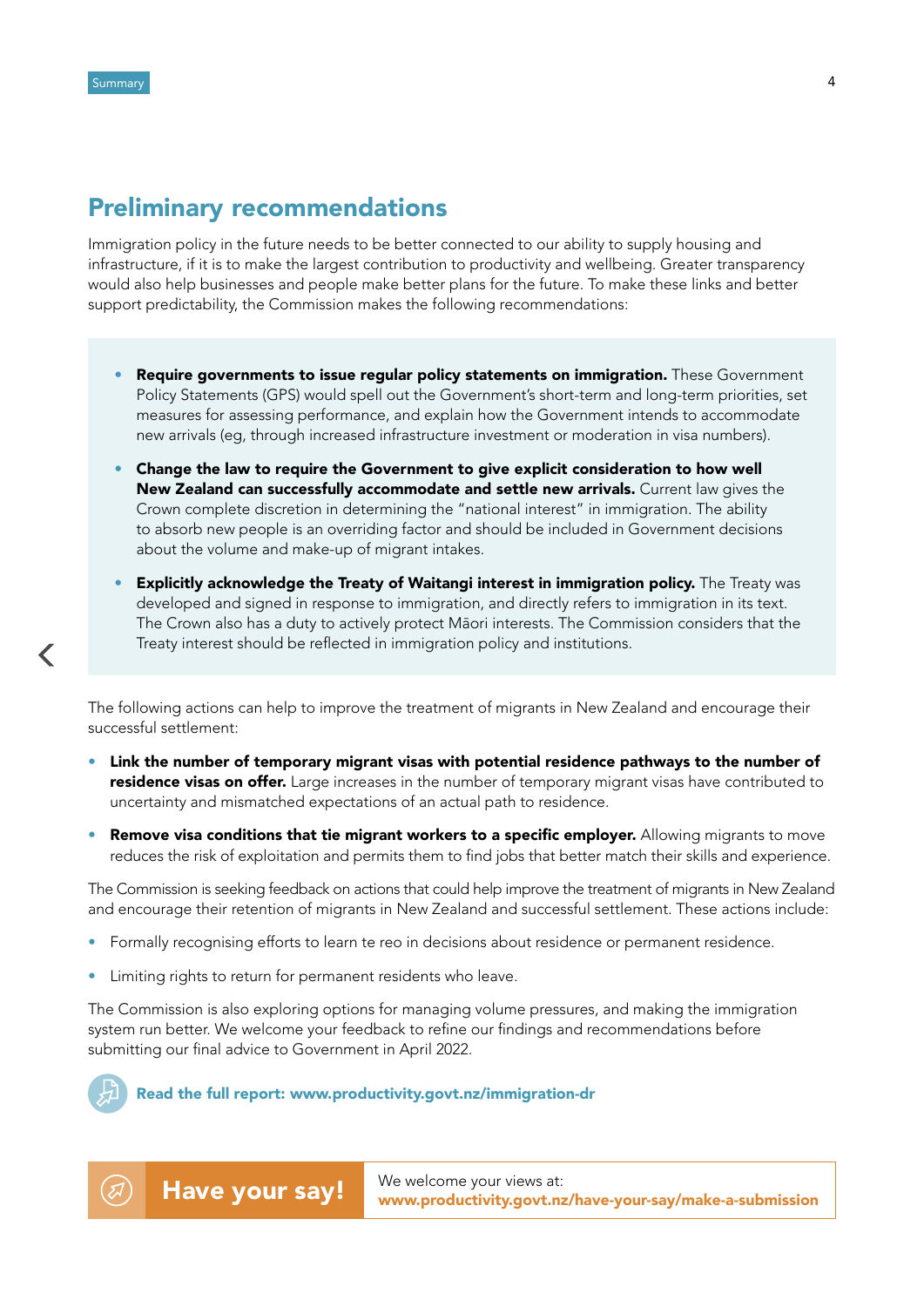## Preliminary recommendations

Immigration policy in the future needs to be better connected to our ability to supply housing and infrastructure, if it is to make the largest contribution to productivity and wellbeing. Greater transparency would also help businesses and people make better plans for the future. To make these links and better support predictability, the Commission makes the following recommendations:

- **Require governments to issue regular policy statements on immigration.** These Government Policy Statements (GPS) would spell out the Government's short-term and long-term priorities, set measures for assessing performance, and explain how the Government intends to accommodate new arrivals (eg, through increased infrastructure investment or moderation in visa numbers).
- **Change the law to require the Government to give explicit consideration to how well New Zealand can successfully accommodate and settle new arrivals.** Current law gives the Crown complete discretion in determining the "national interest" in immigration. The ability to absorb new people is an overriding factor and should be included in Government decisions about the volume and make-up of migrant intakes.
- **Explicitly acknowledge the Treaty of Waitangi interest in immigration policy.** The Treaty was developed and signed in response to immigration, and directly refers to immigration in its text. The Crown also has a duty to actively protect Māori interests. The Commission considers that the Treaty interest should be reflected in immigration policy and institutions.

The following actions can help to improve the treatment of migrants in New Zealand and encourage their successful settlement:

- **Link the number of temporary migrant visas with potential residence pathways to the number of residence visas on offer.** Large increases in the number of temporary migrant visas have contributed to uncertainty and mismatched expectations of an actual path to residence.
- **Remove visa conditions that tie migrant workers to a specific employer.** Allowing migrants to move reduces the risk of exploitation and permits them to find jobs that better match their skills and experience.

The Commission is seeking feedback on actions that could help improve the treatment of migrants in New Zealand and encourage their retention of migrants in New Zealand and successful settlement. These actions include:

- Formally recognising efforts to learn te reo in decisions about residence or permanent residence.
- Limiting rights to return for permanent residents who leave.

The Commission is also exploring options for managing volume pressures, and making the immigration system run better. We welcome your feedback to refine our findings and recommendations before submitting our final advice to Government in April 2022.

**Read the full report: www.productivity.govt.nz/immigration-dr**

**Have your say!**

We welcome your views at:
**www.productivity.govt.nz/have-your-say/make-a-submission**